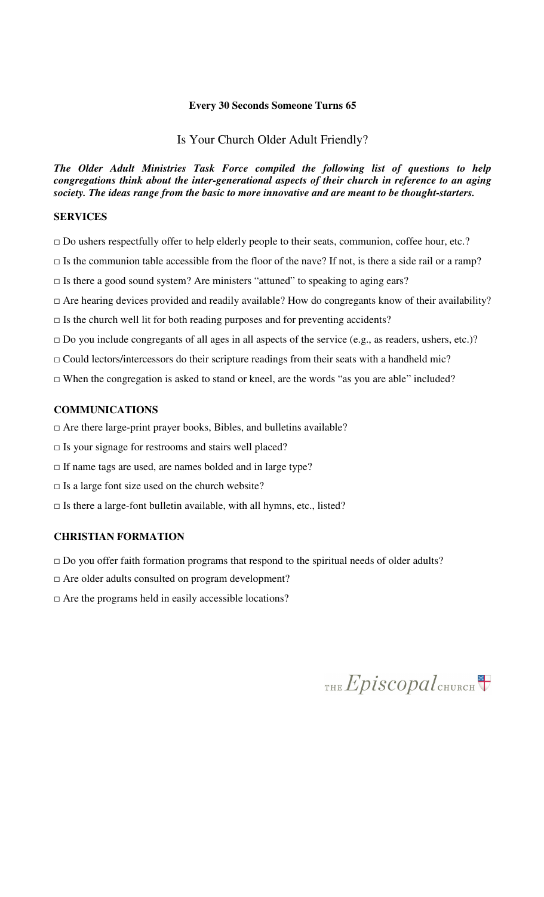**Every 30 Seconds Someone Turns 65**

# Is Your Church Older Adult Friendly?

***The Older Adult Ministries Task Force compiled the following list of questions to help congregations think about the inter-generational aspects of their church in reference to an aging society. The ideas range from the basic to more innovative and are meant to be thought-starters.***

## SERVICES

□ Do ushers respectfully offer to help elderly people to their seats, communion, coffee hour, etc.?

□ Is the communion table accessible from the floor of the nave? If not, is there a side rail or a ramp?

□ Is there a good sound system? Are ministers "attuned" to speaking to aging ears?

□ Are hearing devices provided and readily available? How do congregants know of their availability?

□ Is the church well lit for both reading purposes and for preventing accidents?

□ Do you include congregants of all ages in all aspects of the service (e.g., as readers, ushers, etc.)?

□ Could lectors/intercessors do their scripture readings from their seats with a handheld mic?

□ When the congregation is asked to stand or kneel, are the words "as you are able" included?

## COMMUNICATIONS

□ Are there large-print prayer books, Bibles, and bulletins available?

□ Is your signage for restrooms and stairs well placed?

□ If name tags are used, are names bolded and in large type?

□ Is a large font size used on the church website?

□ Is there a large-font bulletin available, with all hymns, etc., listed?

## CHRISTIAN FORMATION

□ Do you offer faith formation programs that respond to the spiritual needs of older adults?

□ Are older adults consulted on program development?

□ Are the programs held in easily accessible locations?

THE *Episcopal* CHURCH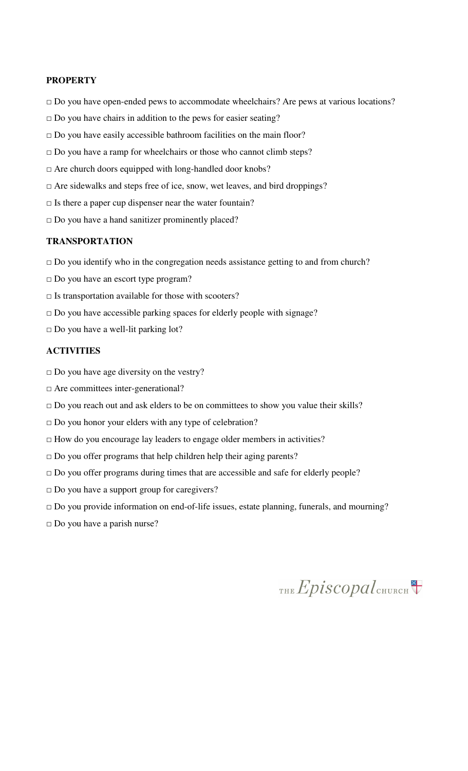**PROPERTY**

□ Do you have open-ended pews to accommodate wheelchairs? Are pews at various locations?

□ Do you have chairs in addition to the pews for easier seating?

□ Do you have easily accessible bathroom facilities on the main floor?

□ Do you have a ramp for wheelchairs or those who cannot climb steps?

□ Are church doors equipped with long-handled door knobs?

□ Are sidewalks and steps free of ice, snow, wet leaves, and bird droppings?

□ Is there a paper cup dispenser near the water fountain?

□ Do you have a hand sanitizer prominently placed?

**TRANSPORTATION**

□ Do you identify who in the congregation needs assistance getting to and from church?

□ Do you have an escort type program?

□ Is transportation available for those with scooters?

□ Do you have accessible parking spaces for elderly people with signage?

□ Do you have a well-lit parking lot?

**ACTIVITIES**

□ Do you have age diversity on the vestry?

□ Are committees inter-generational?

□ Do you reach out and ask elders to be on committees to show you value their skills?

□ Do you honor your elders with any type of celebration?

□ How do you encourage lay leaders to engage older members in activities?

□ Do you offer programs that help children help their aging parents?

□ Do you offer programs during times that are accessible and safe for elderly people?

□ Do you have a support group for caregivers?

□ Do you provide information on end-of-life issues, estate planning, funerals, and mourning?

□ Do you have a parish nurse?

THE *Episcopal* CHURCH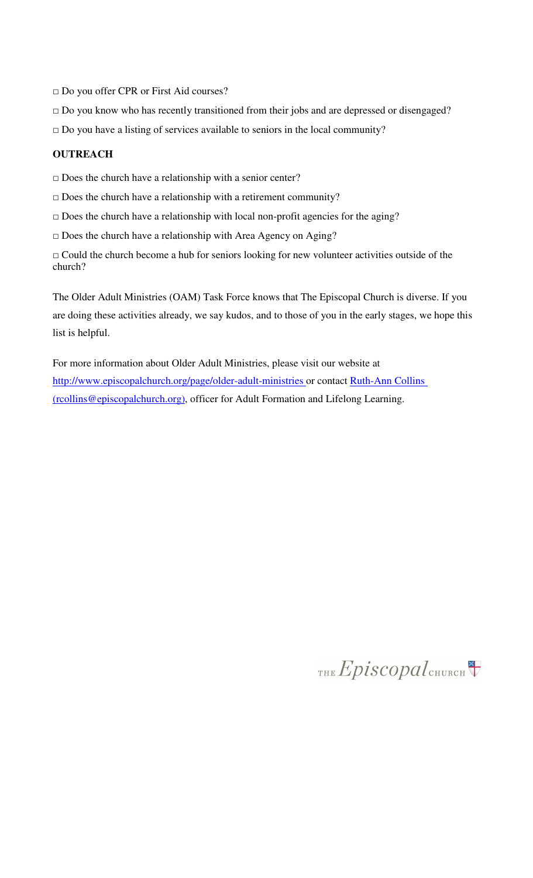□ Do you offer CPR or First Aid courses?

□ Do you know who has recently transitioned from their jobs and are depressed or disengaged?

□ Do you have a listing of services available to seniors in the local community?

**OUTREACH**

□ Does the church have a relationship with a senior center?

□ Does the church have a relationship with a retirement community?

□ Does the church have a relationship with local non-profit agencies for the aging?

□ Does the church have a relationship with Area Agency on Aging?

□ Could the church become a hub for seniors looking for new volunteer activities outside of the church?

The Older Adult Ministries (OAM) Task Force knows that The Episcopal Church is diverse. If you are doing these activities already, we say kudos, and to those of you in the early stages, we hope this list is helpful.

For more information about Older Adult Ministries, please visit our website at [http://www.episcopalchurch.org/page/older-adult-ministries](http://www.episcopalchurch.org/page/older-adult-ministries) or contact [Ruth-Ann Collins (rcollins@episcopalchurch.org)](mailto:rcollins@episcopalchurch.org), officer for Adult Formation and Lifelong Learning.

THE Episcopal CHURCH